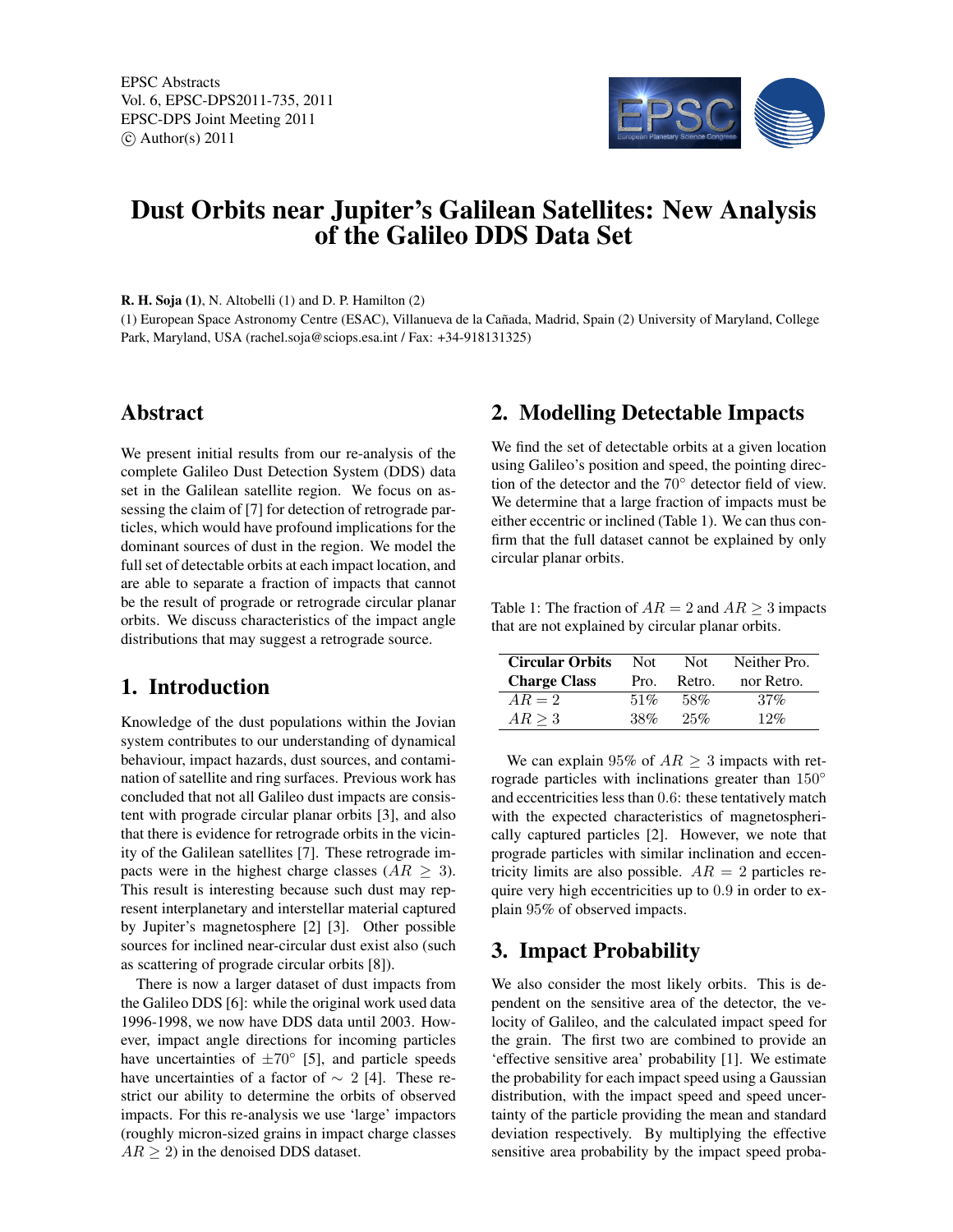EPSC Abstracts
Vol. 6, EPSC-DPS2011-735, 2011
EPSC-DPS Joint Meeting 2011
© Author(s) 2011

# Dust Orbits near Jupiter's Galilean Satellites: New Analysis of the Galileo DDS Data Set

**R. H. Soja (1)**, N. Altobelli (1) and D. P. Hamilton (2)

(1) European Space Astronomy Centre (ESAC), Villanueva de la Cañada, Madrid, Spain (2) University of Maryland, College Park, Maryland, USA (rachel.soja@sciops.esa.int / Fax: +34-918131325)

## Abstract

We present initial results from our re-analysis of the complete Galileo Dust Detection System (DDS) data set in the Galilean satellite region. We focus on assessing the claim of [7] for detection of retrograde particles, which would have profound implications for the dominant sources of dust in the region. We model the full set of detectable orbits at each impact location, and are able to separate a fraction of impacts that cannot be the result of prograde or retrograde circular planar orbits. We discuss characteristics of the impact angle distributions that may suggest a retrograde source.

## 1. Introduction

Knowledge of the dust populations within the Jovian system contributes to our understanding of dynamical behaviour, impact hazards, dust sources, and contamination of satellite and ring surfaces. Previous work has concluded that not all Galileo dust impacts are consistent with prograde circular planar orbits [3], and also that there is evidence for retrograde orbits in the vicinity of the Galilean satellites [7]. These retrograde impacts were in the highest charge classes ($AR \geq 3$). This result is interesting because such dust may represent interplanetary and interstellar material captured by Jupiter's magnetosphere [2] [3]. Other possible sources for inclined near-circular dust exist also (such as scattering of prograde circular orbits [8]).

There is now a larger dataset of dust impacts from the Galileo DDS [6]: while the original work used data 1996-1998, we now have DDS data until 2003. However, impact angle directions for incoming particles have uncertainties of $\pm 70^\circ$ [5], and particle speeds have uncertainties of a factor of $\sim 2$ [4]. These restrict our ability to determine the orbits of observed impacts. For this re-analysis we use 'large' impactors (roughly micron-sized grains in impact charge classes $AR \geq 2$) in the denoised DDS dataset.

## 2. Modelling Detectable Impacts

We find the set of detectable orbits at a given location using Galileo's position and speed, the pointing direction of the detector and the $70^\circ$ detector field of view. We determine that a large fraction of impacts must be either eccentric or inclined (Table 1). We can thus confirm that the full dataset cannot be explained by only circular planar orbits.

Table 1: The fraction of $AR = 2$ and $AR \geq 3$ impacts that are not explained by circular planar orbits.

| **Circular Orbits** **Charge Class** | Not Pro. | Not Retro. | Neither Pro. nor Retro. |
|---|---|---|---|
| $AR = 2$ | 51% | 58% | 37% |
| $AR \geq 3$ | 38% | 25% | 12% |

We can explain 95% of $AR \geq 3$ impacts with retrograde particles with inclinations greater than $150^\circ$ and eccentricities less than 0.6: these tentatively match with the expected characteristics of magnetospherically captured particles [2]. However, we note that prograde particles with similar inclination and eccentricity limits are also possible. $AR = 2$ particles require very high eccentricities up to 0.9 in order to explain 95% of observed impacts.

## 3. Impact Probability

We also consider the most likely orbits. This is dependent on the sensitive area of the detector, the velocity of Galileo, and the calculated impact speed for the grain. The first two are combined to provide an 'effective sensitive area' probability [1]. We estimate the probability for each impact speed using a Gaussian distribution, with the impact speed and speed uncertainty of the particle providing the mean and standard deviation respectively. By multiplying the effective sensitive area probability by the impact speed proba-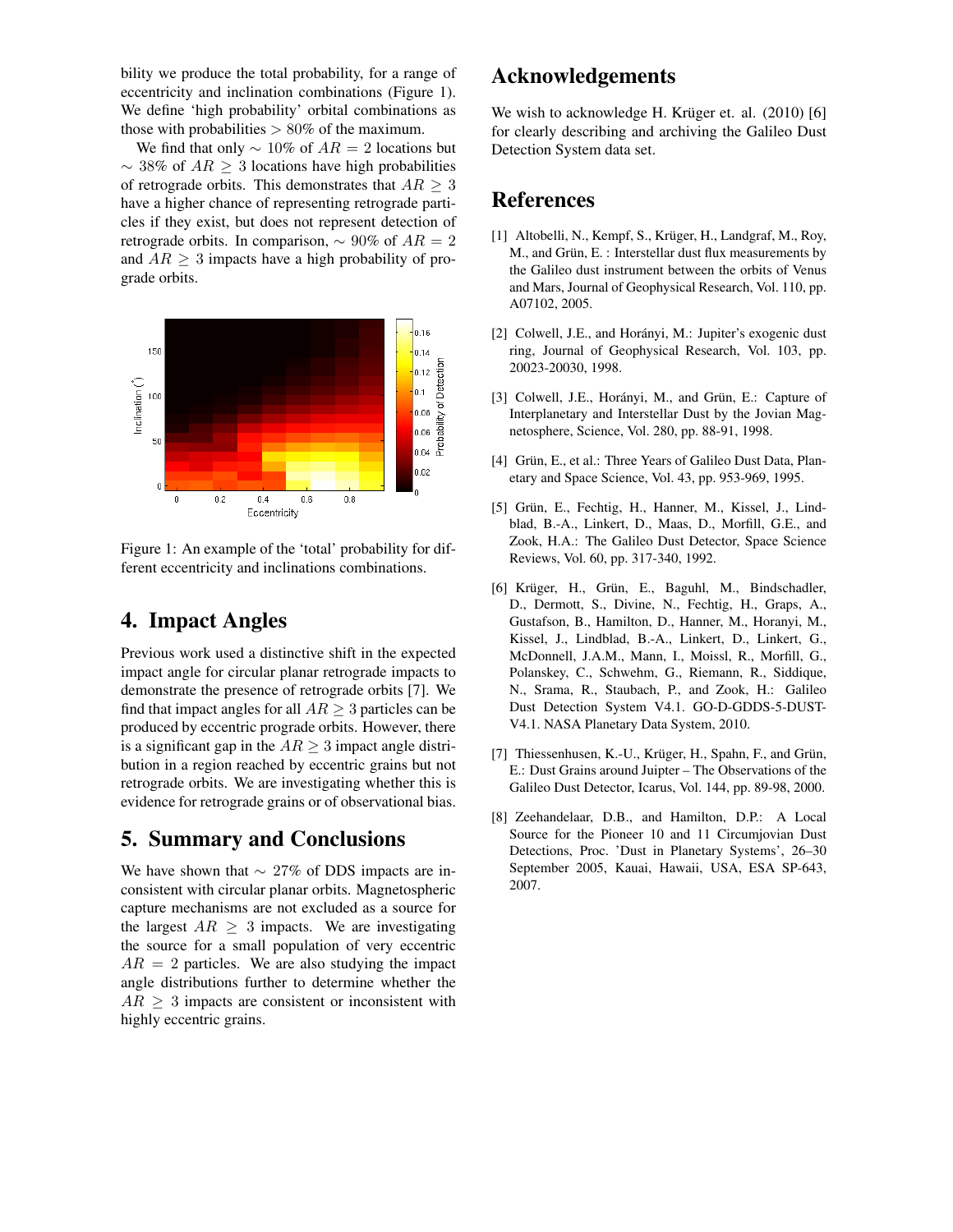bility we produce the total probability, for a range of eccentricity and inclination combinations (Figure 1). We define 'high probability' orbital combinations as those with probabilities $> 80\%$ of the maximum.

We find that only $\sim 10\%$ of $AR = 2$ locations but $\sim 38\%$ of $AR \geq 3$ locations have high probabilities of retrograde orbits. This demonstrates that $AR \geq 3$ have a higher chance of representing retrograde particles if they exist, but does not represent detection of retrograde orbits. In comparison, $\sim 90\%$ of $AR = 2$ and $AR \geq 3$ impacts have a high probability of prograde orbits.

Inclination (°)
150
100
50
0
0
0.2
0.4
0.6
0.8
Eccentricity
Probability of Detection
0.16
0.14
0.12
0.1
0.08
0.06
0.04
0.02
0

Figure 1: An example of the 'total' probability for different eccentricity and inclinations combinations.

## 4. Impact Angles

Previous work used a distinctive shift in the expected impact angle for circular planar retrograde impacts to demonstrate the presence of retrograde orbits [7]. We find that impact angles for all $AR \geq 3$ particles can be produced by eccentric prograde orbits. However, there is a significant gap in the $AR \geq 3$ impact angle distribution in a region reached by eccentric grains but not retrograde orbits. We are investigating whether this is evidence for retrograde grains or of observational bias.

## 5. Summary and Conclusions

We have shown that $\sim 27\%$ of DDS impacts are inconsistent with circular planar orbits. Magnetospheric capture mechanisms are not excluded as a source for the largest $AR \geq 3$ impacts. We are investigating the source for a small population of very eccentric $AR = 2$ particles. We are also studying the impact angle distributions further to determine whether the $AR \geq 3$ impacts are consistent or inconsistent with highly eccentric grains.

## Acknowledgements

We wish to acknowledge H. Krüger et. al. (2010) [6] for clearly describing and archiving the Galileo Dust Detection System data set.

## References

[1] Altobelli, N., Kempf, S., Krüger, H., Landgraf, M., Roy, M., and Grün, E. : Interstellar dust flux measurements by the Galileo dust instrument between the orbits of Venus and Mars, Journal of Geophysical Research, Vol. 110, pp. A07102, 2005.

[2] Colwell, J.E., and Horányi, M.: Jupiter's exogenic dust ring, Journal of Geophysical Research, Vol. 103, pp. 20023-20030, 1998.

[3] Colwell, J.E., Horányi, M., and Grün, E.: Capture of Interplanetary and Interstellar Dust by the Jovian Magnetosphere, Science, Vol. 280, pp. 88-91, 1998.

[4] Grün, E., et al.: Three Years of Galileo Dust Data, Planetary and Space Science, Vol. 43, pp. 953-969, 1995.

[5] Grün, E., Fechtig, H., Hanner, M., Kissel, J., Lindblad, B.-A., Linkert, D., Maas, D., Morfill, G.E., and Zook, H.A.: The Galileo Dust Detector, Space Science Reviews, Vol. 60, pp. 317-340, 1992.

[6] Krüger, H., Grün, E., Baguhl, M., Bindschadler, D., Dermott, S., Divine, N., Fechtig, H., Graps, A., Gustafson, B., Hamilton, D., Hanner, M., Horanyi, M., Kissel, J., Lindblad, B.-A., Linkert, D., Linkert, G., McDonnell, J.A.M., Mann, I., Moissl, R., Morfill, G., Polanskey, C., Schwehm, G., Riemann, R., Siddique, N., Srama, R., Staubach, P., and Zook, H.: Galileo Dust Detection System V4.1. GO-D-GDDS-5-DUST-V4.1. NASA Planetary Data System, 2010.

[7] Thiessenhusen, K.-U., Krüger, H., Spahn, F., and Grün, E.: Dust Grains around Juipter – The Observations of the Galileo Dust Detector, Icarus, Vol. 144, pp. 89-98, 2000.

[8] Zeehandelaar, D.B., and Hamilton, D.P.: A Local Source for the Pioneer 10 and 11 Circumjovian Dust Detections, Proc. 'Dust in Planetary Systems', 26–30 September 2005, Kauai, Hawaii, USA, ESA SP-643, 2007.